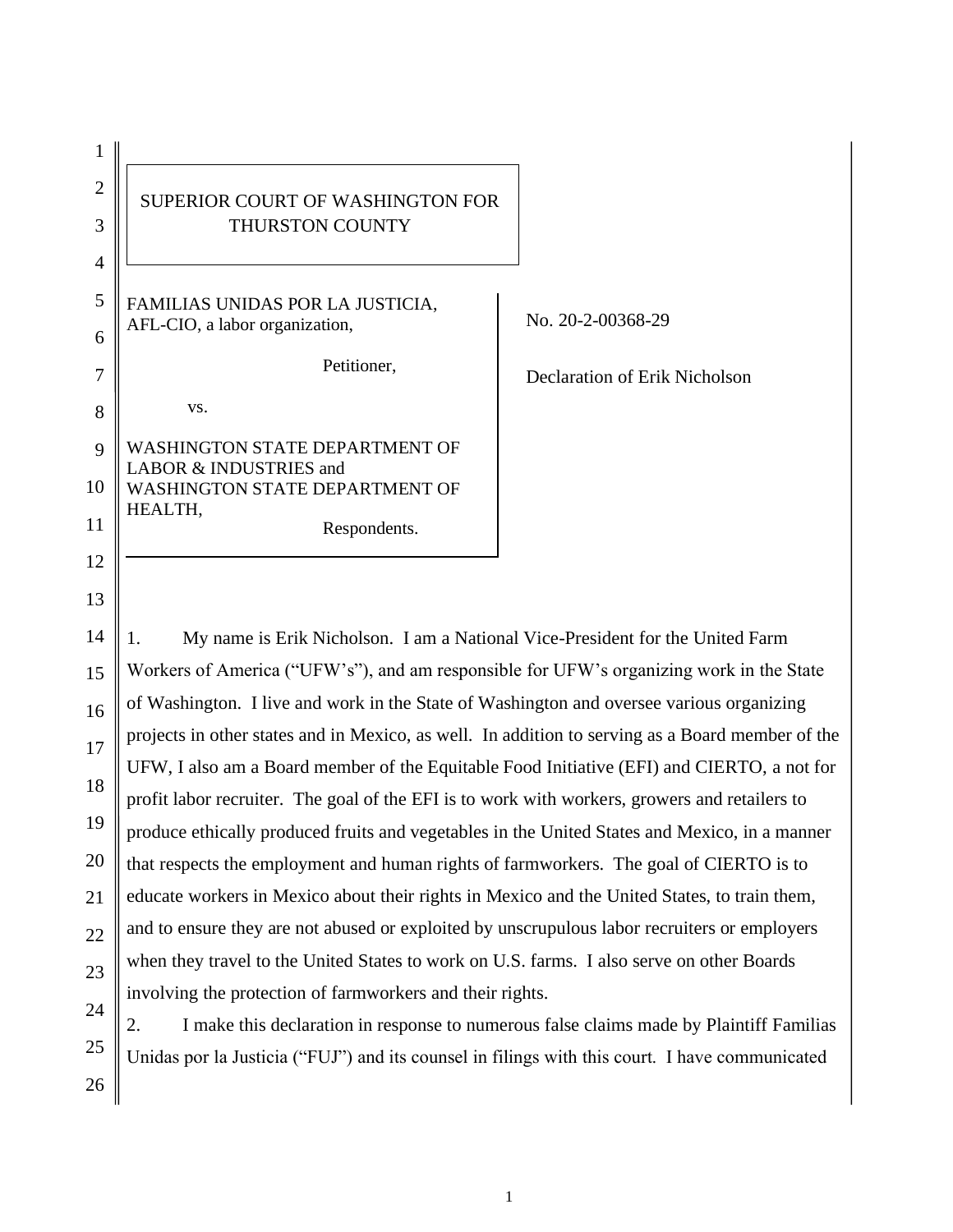SUPERIOR COURT OF WASHINGTON FOR THURSTON COUNTY

FAMILIAS UNIDAS POR LA JUSTICIA, AFL-CIO, a labor organization,

Petitioner,

vs.

WASHINGTON STATE DEPARTMENT OF LABOR & INDUSTRIES and WASHINGTON STATE DEPARTMENT OF HEALTH,

Respondents.

No. 20-2-00368-29

Declaration of Erik Nicholson

1. My name is Erik Nicholson. I am a National Vice-President for the United Farm Workers of America ("UFW's"), and am responsible for UFW's organizing work in the State of Washington. I live and work in the State of Washington and oversee various organizing projects in other states and in Mexico, as well. In addition to serving as a Board member of the UFW, I also am a Board member of the Equitable Food Initiative (EFI) and CIERTO, a not for profit labor recruiter. The goal of the EFI is to work with workers, growers and retailers to produce ethically produced fruits and vegetables in the United States and Mexico, in a manner that respects the employment and human rights of farmworkers. The goal of CIERTO is to educate workers in Mexico about their rights in Mexico and the United States, to train them, and to ensure they are not abused or exploited by unscrupulous labor recruiters or employers when they travel to the United States to work on U.S. farms. I also serve on other Boards involving the protection of farmworkers and their rights.

2. I make this declaration in response to numerous false claims made by Plaintiff Familias Unidas por la Justicia ("FUJ") and its counsel in filings with this court. I have communicated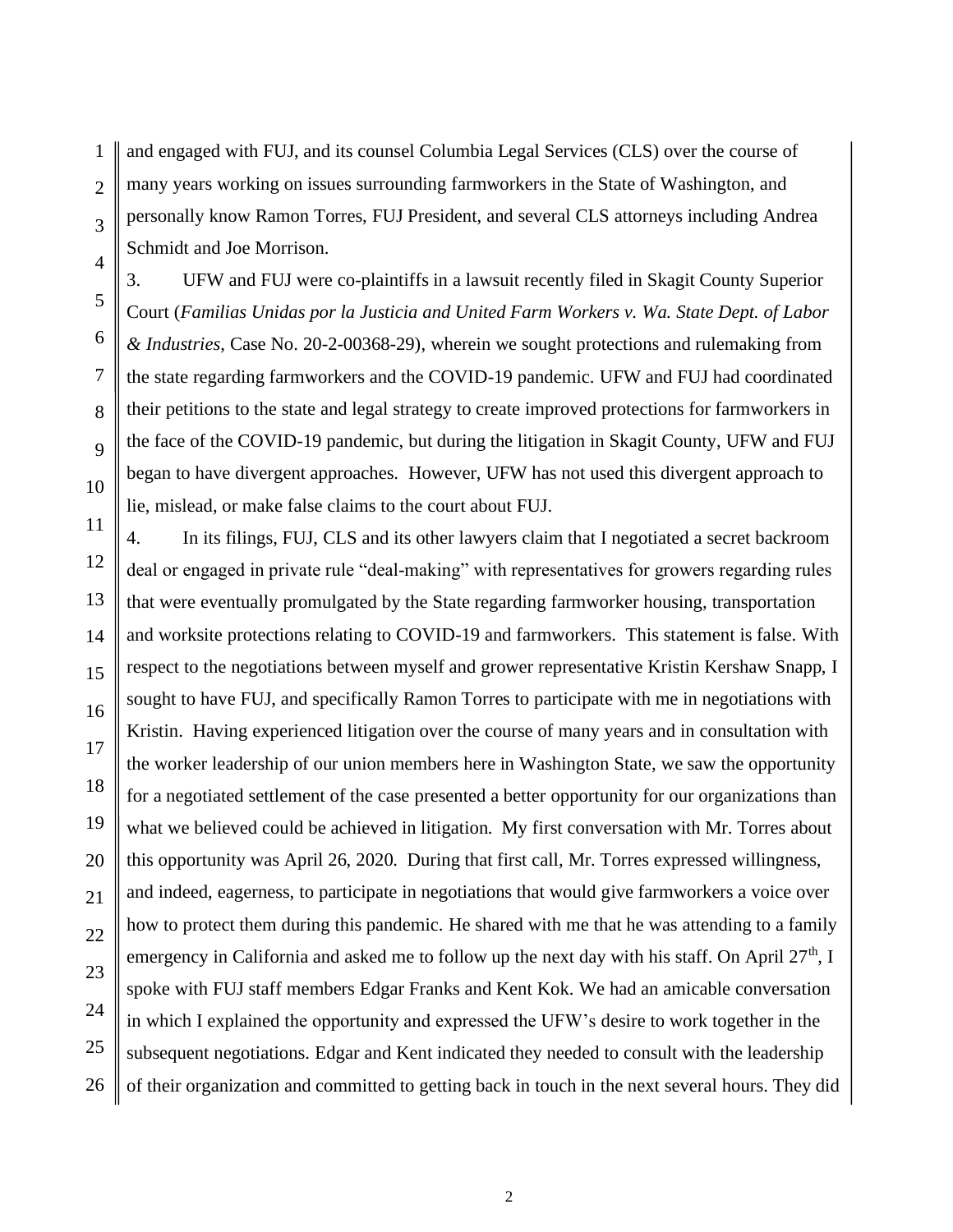and engaged with FUJ, and its counsel Columbia Legal Services (CLS) over the course of many years working on issues surrounding farmworkers in the State of Washington, and personally know Ramon Torres, FUJ President, and several CLS attorneys including Andrea Schmidt and Joe Morrison.

3. UFW and FUJ were co-plaintiffs in a lawsuit recently filed in Skagit County Superior Court (*Familias Unidas por la Justicia and United Farm Workers v. Wa. State Dept. of Labor & Industries*, Case No. 20-2-00368-29), wherein we sought protections and rulemaking from the state regarding farmworkers and the COVID-19 pandemic. UFW and FUJ had coordinated their petitions to the state and legal strategy to create improved protections for farmworkers in the face of the COVID-19 pandemic, but during the litigation in Skagit County, UFW and FUJ began to have divergent approaches. However, UFW has not used this divergent approach to lie, mislead, or make false claims to the court about FUJ.

4. In its filings, FUJ, CLS and its other lawyers claim that I negotiated a secret backroom deal or engaged in private rule "deal-making" with representatives for growers regarding rules that were eventually promulgated by the State regarding farmworker housing, transportation and worksite protections relating to COVID-19 and farmworkers. This statement is false. With respect to the negotiations between myself and grower representative Kristin Kershaw Snapp, I sought to have FUJ, and specifically Ramon Torres to participate with me in negotiations with Kristin. Having experienced litigation over the course of many years and in consultation with the worker leadership of our union members here in Washington State, we saw the opportunity for a negotiated settlement of the case presented a better opportunity for our organizations than what we believed could be achieved in litigation. My first conversation with Mr. Torres about this opportunity was April 26, 2020. During that first call, Mr. Torres expressed willingness, and indeed, eagerness, to participate in negotiations that would give farmworkers a voice over how to protect them during this pandemic. He shared with me that he was attending to a family emergency in California and asked me to follow up the next day with his staff. On April 27th, I spoke with FUJ staff members Edgar Franks and Kent Kok. We had an amicable conversation in which I explained the opportunity and expressed the UFW's desire to work together in the subsequent negotiations. Edgar and Kent indicated they needed to consult with the leadership of their organization and committed to getting back in touch in the next several hours. They did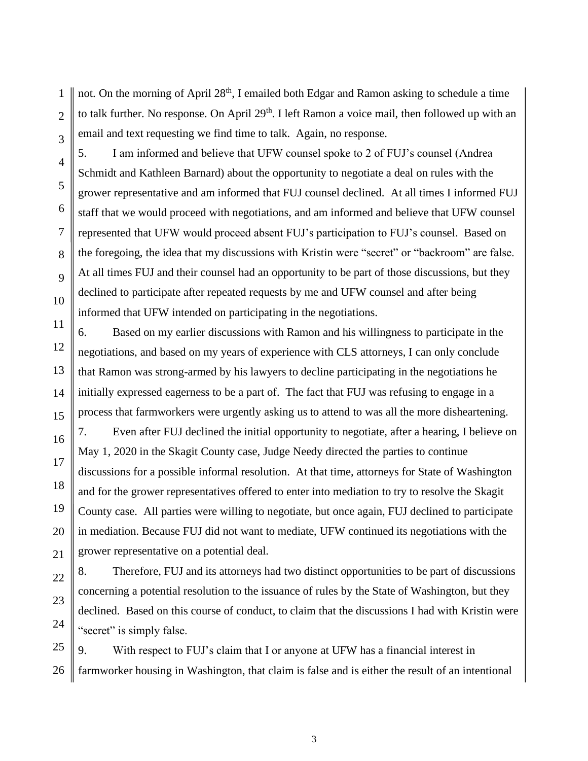not. On the morning of April 28th, I emailed both Edgar and Ramon asking to schedule a time to talk further. No response. On April 29th. I left Ramon a voice mail, then followed up with an email and text requesting we find time to talk. Again, no response.

5. I am informed and believe that UFW counsel spoke to 2 of FUJ's counsel (Andrea Schmidt and Kathleen Barnard) about the opportunity to negotiate a deal on rules with the grower representative and am informed that FUJ counsel declined. At all times I informed FUJ staff that we would proceed with negotiations, and am informed and believe that UFW counsel represented that UFW would proceed absent FUJ's participation to FUJ's counsel. Based on the foregoing, the idea that my discussions with Kristin were "secret" or "backroom" are false. At all times FUJ and their counsel had an opportunity to be part of those discussions, but they declined to participate after repeated requests by me and UFW counsel and after being informed that UFW intended on participating in the negotiations.

6. Based on my earlier discussions with Ramon and his willingness to participate in the negotiations, and based on my years of experience with CLS attorneys, I can only conclude that Ramon was strong-armed by his lawyers to decline participating in the negotiations he initially expressed eagerness to be a part of. The fact that FUJ was refusing to engage in a process that farmworkers were urgently asking us to attend to was all the more disheartening.

7. Even after FUJ declined the initial opportunity to negotiate, after a hearing, I believe on May 1, 2020 in the Skagit County case, Judge Needy directed the parties to continue discussions for a possible informal resolution. At that time, attorneys for State of Washington and for the grower representatives offered to enter into mediation to try to resolve the Skagit County case. All parties were willing to negotiate, but once again, FUJ declined to participate in mediation. Because FUJ did not want to mediate, UFW continued its negotiations with the grower representative on a potential deal.

8. Therefore, FUJ and its attorneys had two distinct opportunities to be part of discussions concerning a potential resolution to the issuance of rules by the State of Washington, but they declined. Based on this course of conduct, to claim that the discussions I had with Kristin were "secret" is simply false.

9. With respect to FUJ's claim that I or anyone at UFW has a financial interest in farmworker housing in Washington, that claim is false and is either the result of an intentional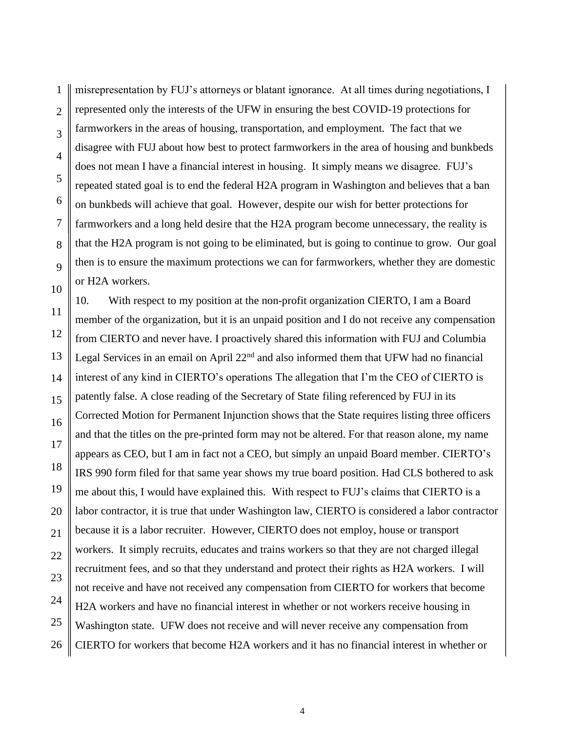misrepresentation by FUJ's attorneys or blatant ignorance. At all times during negotiations, I represented only the interests of the UFW in ensuring the best COVID-19 protections for farmworkers in the areas of housing, transportation, and employment. The fact that we disagree with FUJ about how best to protect farmworkers in the area of housing and bunkbeds does not mean I have a financial interest in housing. It simply means we disagree. FUJ's repeated stated goal is to end the federal H2A program in Washington and believes that a ban on bunkbeds will achieve that goal. However, despite our wish for better protections for farmworkers and a long held desire that the H2A program become unnecessary, the reality is that the H2A program is not going to be eliminated, but is going to continue to grow. Our goal then is to ensure the maximum protections we can for farmworkers, whether they are domestic or H2A workers.

10. With respect to my position at the non-profit organization CIERTO, I am a Board member of the organization, but it is an unpaid position and I do not receive any compensation from CIERTO and never have. I proactively shared this information with FUJ and Columbia Legal Services in an email on April 22nd and also informed them that UFW had no financial interest of any kind in CIERTO's operations The allegation that I'm the CEO of CIERTO is patently false. A close reading of the Secretary of State filing referenced by FUJ in its Corrected Motion for Permanent Injunction shows that the State requires listing three officers and that the titles on the pre-printed form may not be altered. For that reason alone, my name appears as CEO, but I am in fact not a CEO, but simply an unpaid Board member. CIERTO's IRS 990 form filed for that same year shows my true board position. Had CLS bothered to ask me about this, I would have explained this. With respect to FUJ's claims that CIERTO is a labor contractor, it is true that under Washington law, CIERTO is considered a labor contractor because it is a labor recruiter. However, CIERTO does not employ, house or transport workers. It simply recruits, educates and trains workers so that they are not charged illegal recruitment fees, and so that they understand and protect their rights as H2A workers. I will not receive and have not received any compensation from CIERTO for workers that become H2A workers and have no financial interest in whether or not workers receive housing in Washington state. UFW does not receive and will never receive any compensation from CIERTO for workers that become H2A workers and it has no financial interest in whether or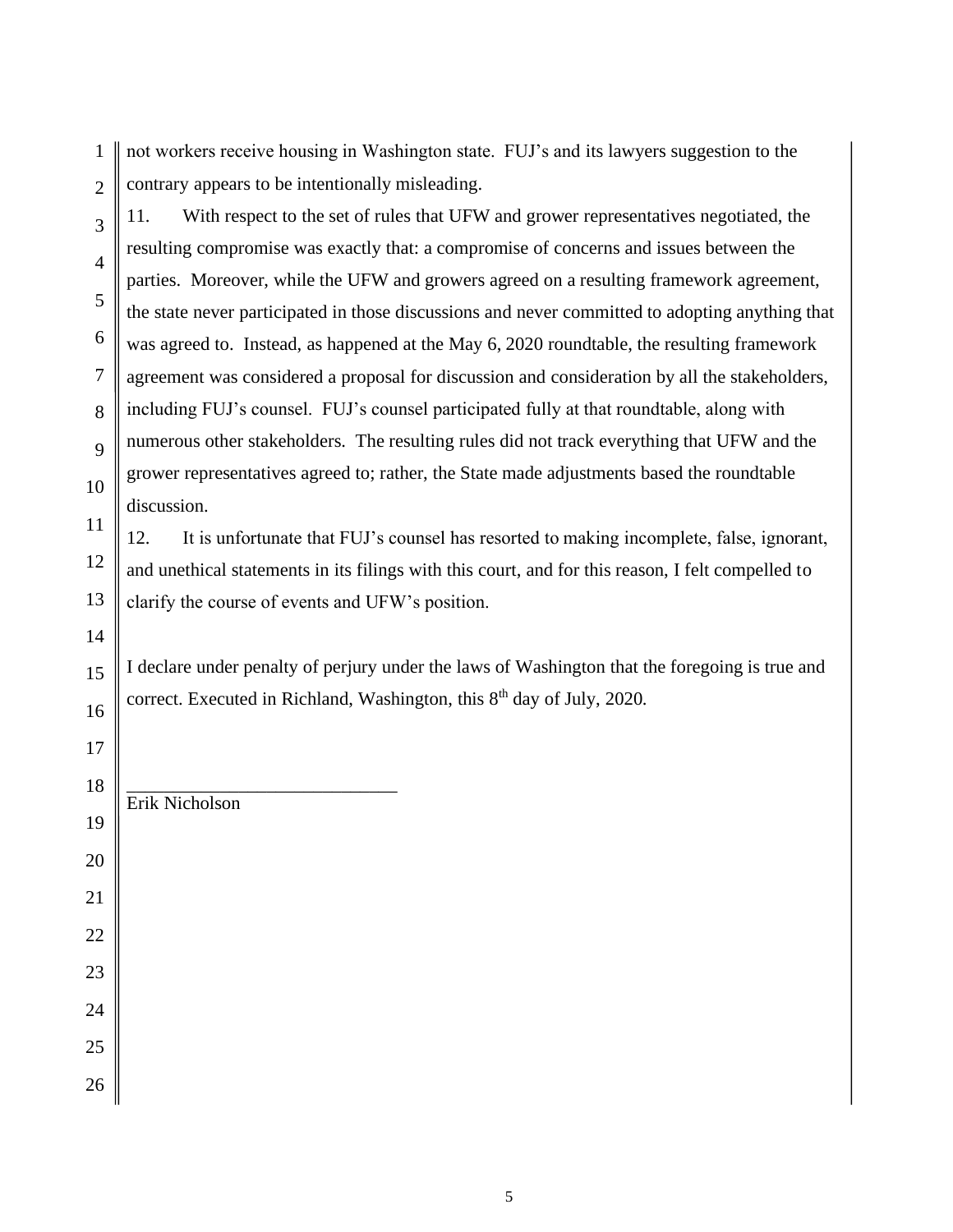not workers receive housing in Washington state. FUJ's and its lawyers suggestion to the contrary appears to be intentionally misleading.

11. With respect to the set of rules that UFW and grower representatives negotiated, the resulting compromise was exactly that: a compromise of concerns and issues between the parties. Moreover, while the UFW and growers agreed on a resulting framework agreement, the state never participated in those discussions and never committed to adopting anything that was agreed to. Instead, as happened at the May 6, 2020 roundtable, the resulting framework agreement was considered a proposal for discussion and consideration by all the stakeholders, including FUJ's counsel. FUJ's counsel participated fully at that roundtable, along with numerous other stakeholders. The resulting rules did not track everything that UFW and the grower representatives agreed to; rather, the State made adjustments based the roundtable discussion.

12. It is unfortunate that FUJ's counsel has resorted to making incomplete, false, ignorant, and unethical statements in its filings with this court, and for this reason, I felt compelled to clarify the course of events and UFW's position.

I declare under penalty of perjury under the laws of Washington that the foregoing is true and correct. Executed in Richland, Washington, this 8th day of July, 2020.

\_\_\_\_\_\_\_\_\_\_\_\_\_\_\_\_\_\_\_\_\_\_\_\_\_\_\_\_

Erik Nicholson